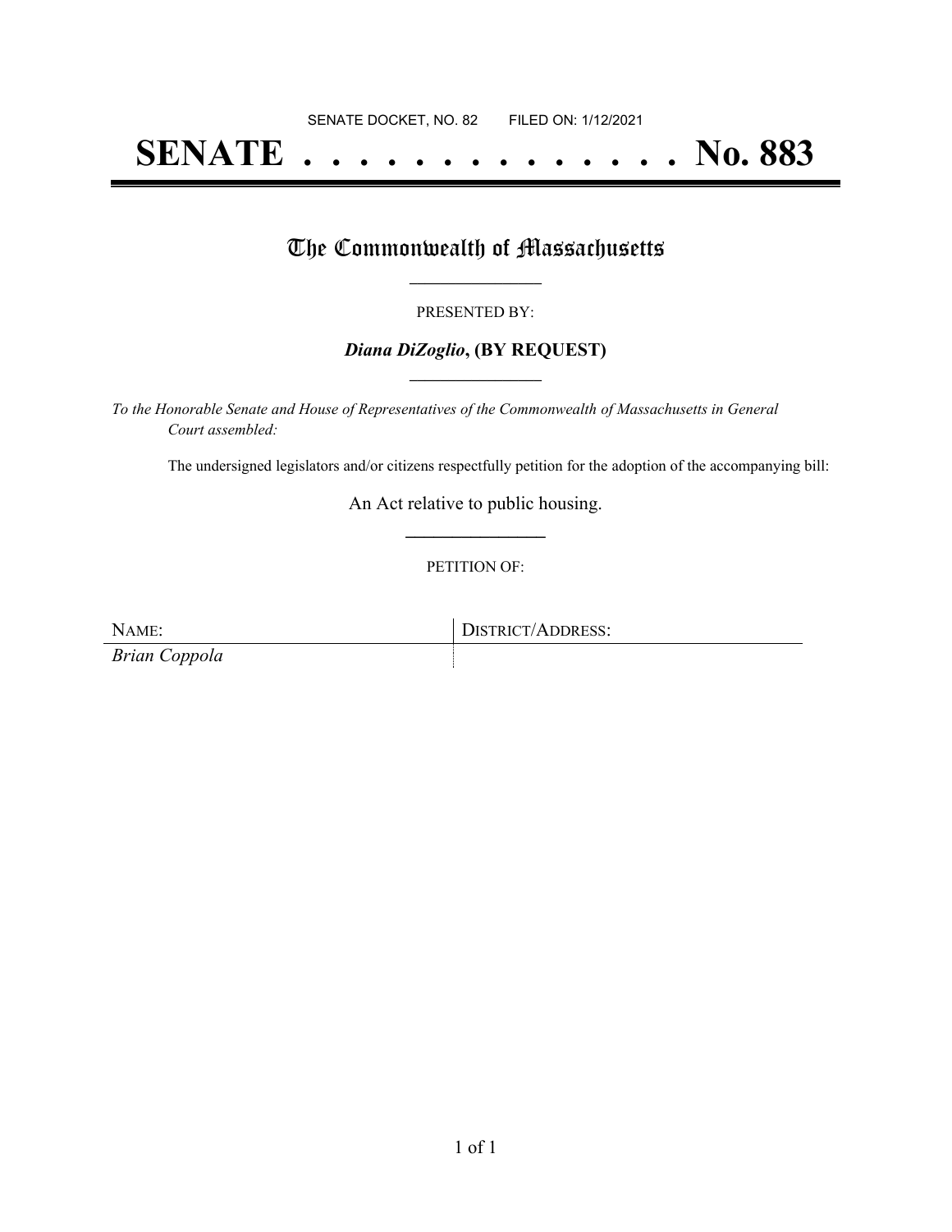SENATE DOCKET, NO. 82        FILED ON: 1/12/2021

# SENATE . . . . . . . . . . . . . . No. 883

## The Commonwealth of Massachusetts

PRESENTED BY:

***Diana DiZoglio*, (BY REQUEST)**

*To the Honorable Senate and House of Representatives of the Commonwealth of Massachusetts in General Court assembled:*

The undersigned legislators and/or citizens respectfully petition for the adoption of the accompanying bill:

An Act relative to public housing.

PETITION OF:

| NAME: | DISTRICT/ADDRESS: |
| --- | --- |
| *Brian Coppola* | |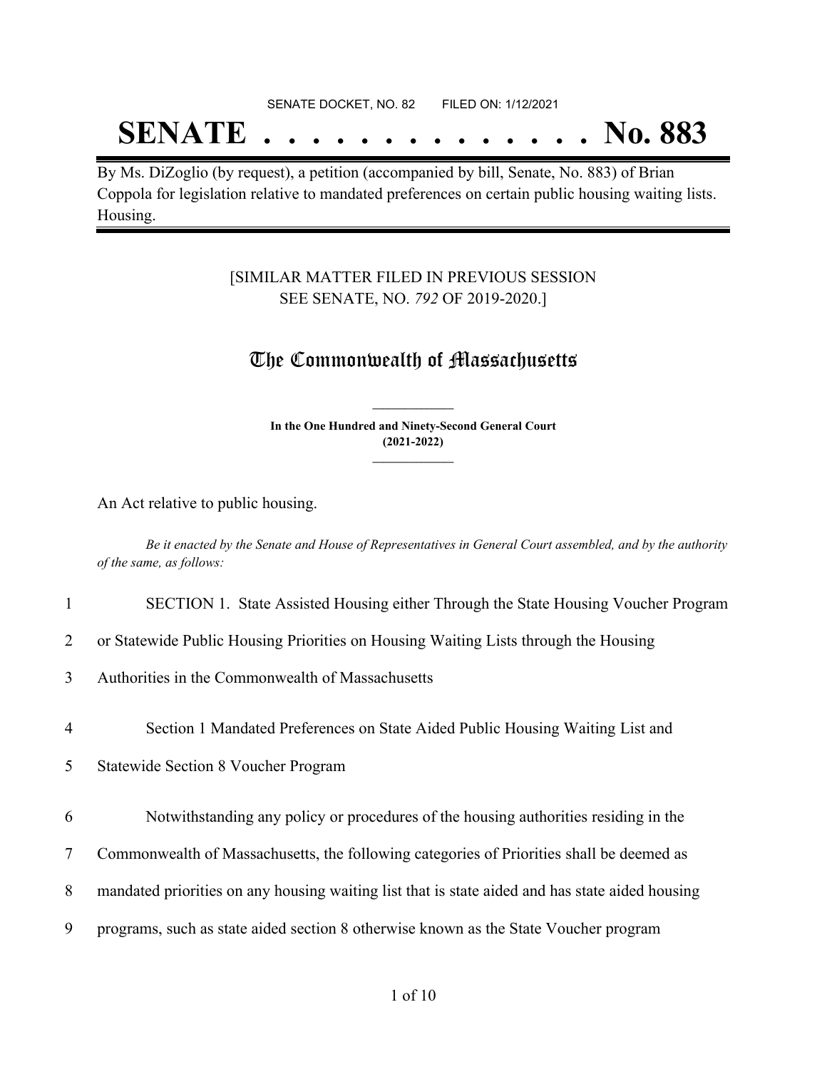SENATE DOCKET, NO. 82        FILED ON: 1/12/2021

# SENATE . . . . . . . . . . . . . . No. 883

By Ms. DiZoglio (by request), a petition (accompanied by bill, Senate, No. 883) of Brian Coppola for legislation relative to mandated preferences on certain public housing waiting lists. Housing.

[SIMILAR MATTER FILED IN PREVIOUS SESSION SEE SENATE, NO. *792* OF 2019-2020.]

## The Commonwealth of Massachusetts

**In the One Hundred and Ninety-Second General Court (2021-2022)**

An Act relative to public housing.

*Be it enacted by the Senate and House of Representatives in General Court assembled, and by the authority of the same, as follows:*

1 SECTION 1. State Assisted Housing either Through the State Housing Voucher Program
2 or Statewide Public Housing Priorities on Housing Waiting Lists through the Housing
3 Authorities in the Commonwealth of Massachusetts

4 Section 1 Mandated Preferences on State Aided Public Housing Waiting List and
5 Statewide Section 8 Voucher Program

6 Notwithstanding any policy or procedures of the housing authorities residing in the
7 Commonwealth of Massachusetts, the following categories of Priorities shall be deemed as
8 mandated priorities on any housing waiting list that is state aided and has state aided housing
9 programs, such as state aided section 8 otherwise known as the State Voucher program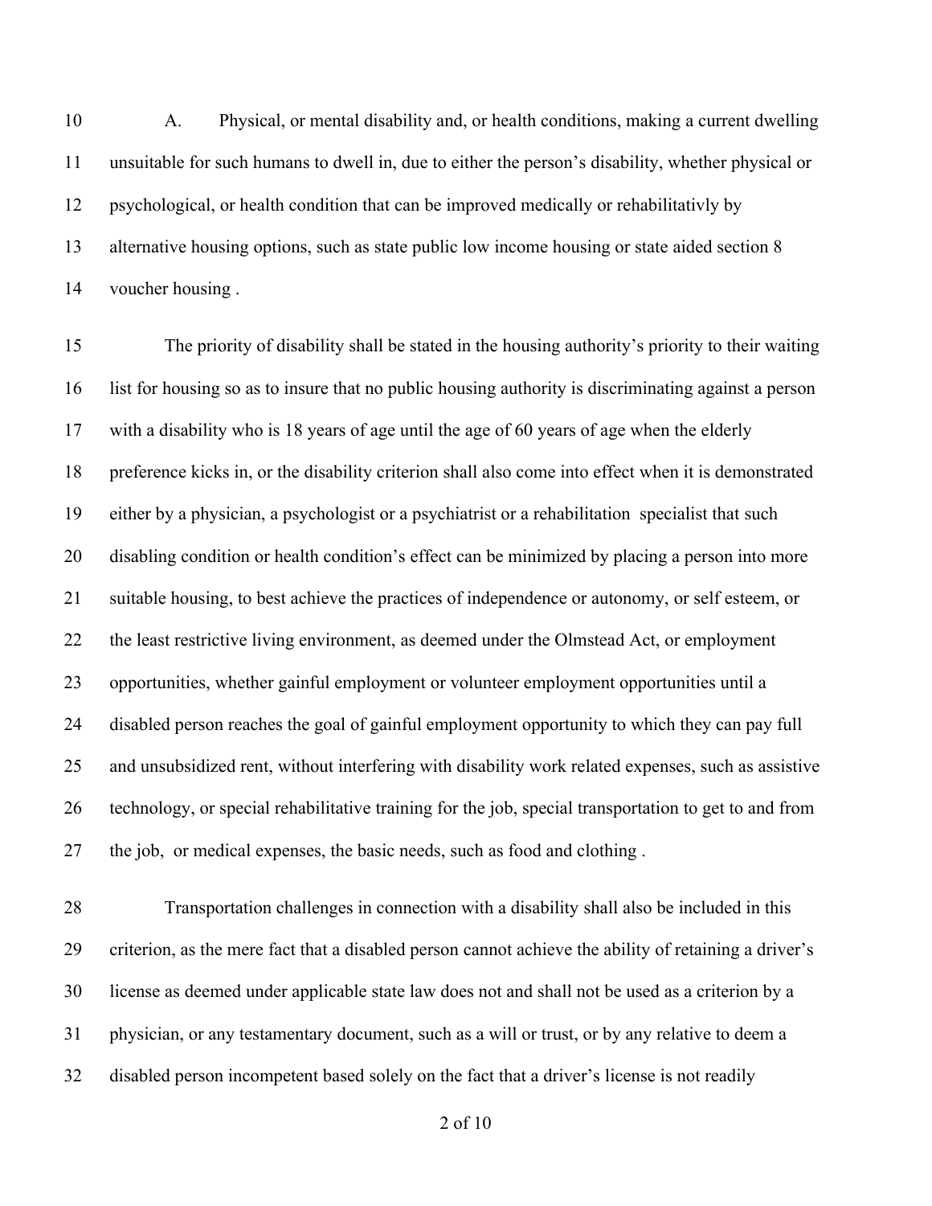A. Physical, or mental disability and, or health conditions, making a current dwelling unsuitable for such humans to dwell in, due to either the person's disability, whether physical or psychological, or health condition that can be improved medically or rehabilitativly by alternative housing options, such as state public low income housing or state aided section 8 voucher housing .

The priority of disability shall be stated in the housing authority's priority to their waiting list for housing so as to insure that no public housing authority is discriminating against a person with a disability who is 18 years of age until the age of 60 years of age when the elderly preference kicks in, or the disability criterion shall also come into effect when it is demonstrated either by a physician, a psychologist or a psychiatrist or a rehabilitation specialist that such disabling condition or health condition's effect can be minimized by placing a person into more suitable housing, to best achieve the practices of independence or autonomy, or self esteem, or the least restrictive living environment, as deemed under the Olmstead Act, or employment opportunities, whether gainful employment or volunteer employment opportunities until a disabled person reaches the goal of gainful employment opportunity to which they can pay full and unsubsidized rent, without interfering with disability work related expenses, such as assistive technology, or special rehabilitative training for the job, special transportation to get to and from the job, or medical expenses, the basic needs, such as food and clothing .

Transportation challenges in connection with a disability shall also be included in this criterion, as the mere fact that a disabled person cannot achieve the ability of retaining a driver's license as deemed under applicable state law does not and shall not be used as a criterion by a physician, or any testamentary document, such as a will or trust, or by any relative to deem a disabled person incompetent based solely on the fact that a driver's license is not readily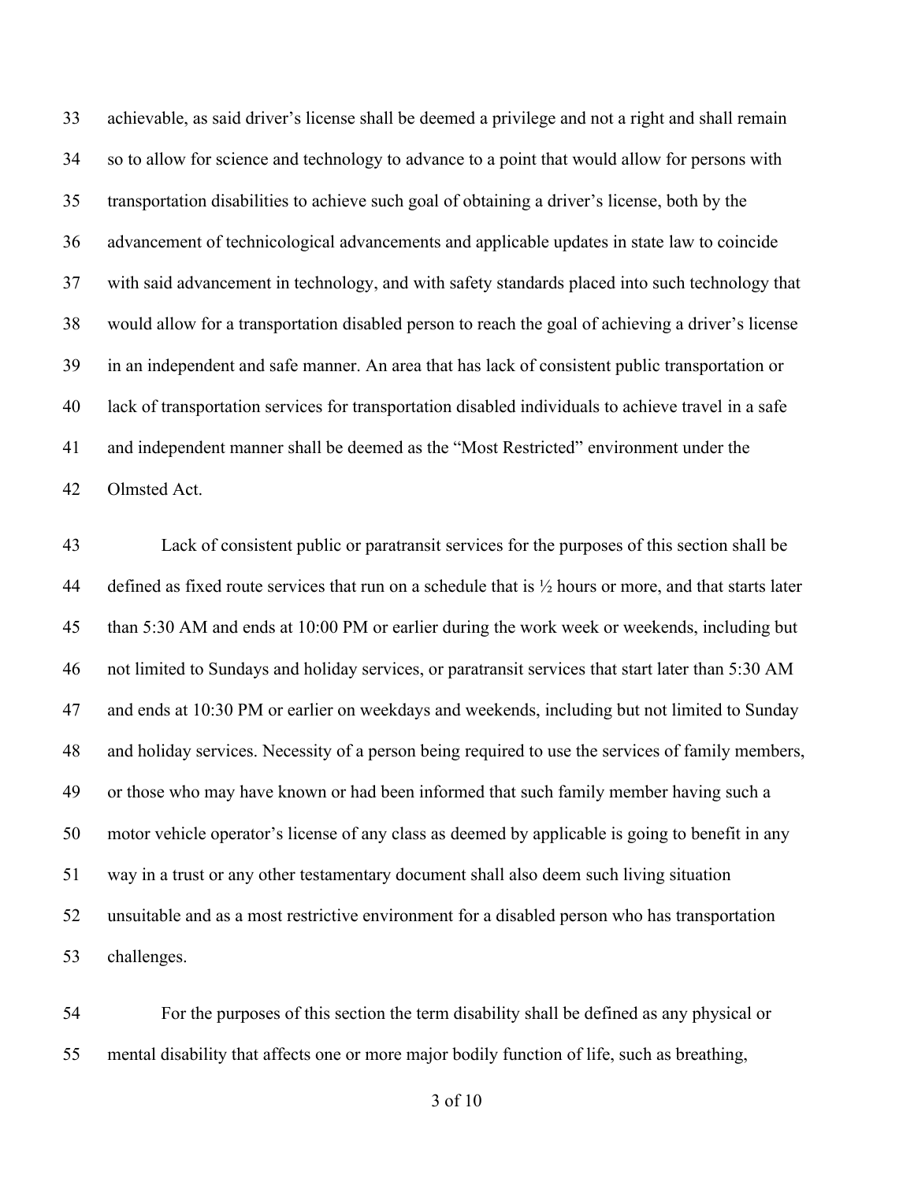achievable, as said driver's license shall be deemed a privilege and not a right and shall remain so to allow for science and technology to advance to a point that would allow for persons with transportation disabilities to achieve such goal of obtaining a driver's license, both by the advancement of technicological advancements and applicable updates in state law to coincide with said advancement in technology, and with safety standards placed into such technology that would allow for a transportation disabled person to reach the goal of achieving a driver's license in an independent and safe manner. An area that has lack of consistent public transportation or lack of transportation services for transportation disabled individuals to achieve travel in a safe and independent manner shall be deemed as the "Most Restricted" environment under the Olmsted Act.

Lack of consistent public or paratransit services for the purposes of this section shall be defined as fixed route services that run on a schedule that is ½ hours or more, and that starts later than 5:30 AM and ends at 10:00 PM or earlier during the work week or weekends, including but not limited to Sundays and holiday services, or paratransit services that start later than 5:30 AM and ends at 10:30 PM or earlier on weekdays and weekends, including but not limited to Sunday and holiday services. Necessity of a person being required to use the services of family members, or those who may have known or had been informed that such family member having such a motor vehicle operator's license of any class as deemed by applicable is going to benefit in any way in a trust or any other testamentary document shall also deem such living situation unsuitable and as a most restrictive environment for a disabled person who has transportation challenges.

For the purposes of this section the term disability shall be defined as any physical or mental disability that affects one or more major bodily function of life, such as breathing,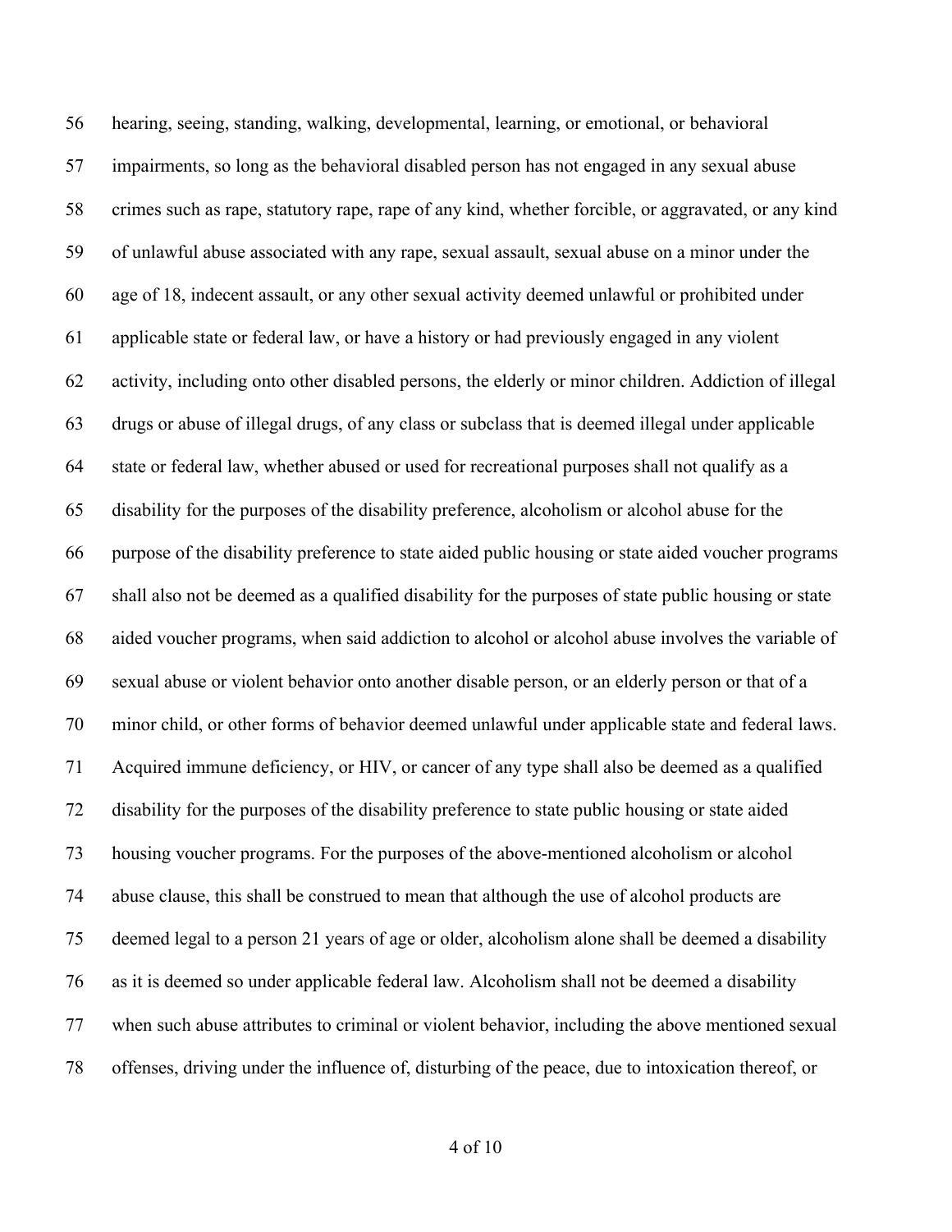56 hearing, seeing, standing, walking, developmental, learning, or emotional, or behavioral
57 impairments, so long as the behavioral disabled person has not engaged in any sexual abuse
58 crimes such as rape, statutory rape, rape of any kind, whether forcible, or aggravated, or any kind
59 of unlawful abuse associated with any rape, sexual assault, sexual abuse on a minor under the
60 age of 18, indecent assault, or any other sexual activity deemed unlawful or prohibited under
61 applicable state or federal law, or have a history or had previously engaged in any violent
62 activity, including onto other disabled persons, the elderly or minor children. Addiction of illegal
63 drugs or abuse of illegal drugs, of any class or subclass that is deemed illegal under applicable
64 state or federal law, whether abused or used for recreational purposes shall not qualify as a
65 disability for the purposes of the disability preference, alcoholism or alcohol abuse for the
66 purpose of the disability preference to state aided public housing or state aided voucher programs
67 shall also not be deemed as a qualified disability for the purposes of state public housing or state
68 aided voucher programs, when said addiction to alcohol or alcohol abuse involves the variable of
69 sexual abuse or violent behavior onto another disable person, or an elderly person or that of a
70 minor child, or other forms of behavior deemed unlawful under applicable state and federal laws.
71 Acquired immune deficiency, or HIV, or cancer of any type shall also be deemed as a qualified
72 disability for the purposes of the disability preference to state public housing or state aided
73 housing voucher programs. For the purposes of the above-mentioned alcoholism or alcohol
74 abuse clause, this shall be construed to mean that although the use of alcohol products are
75 deemed legal to a person 21 years of age or older, alcoholism alone shall be deemed a disability
76 as it is deemed so under applicable federal law. Alcoholism shall not be deemed a disability
77 when such abuse attributes to criminal or violent behavior, including the above mentioned sexual
78 offenses, driving under the influence of, disturbing of the peace, due to intoxication thereof, or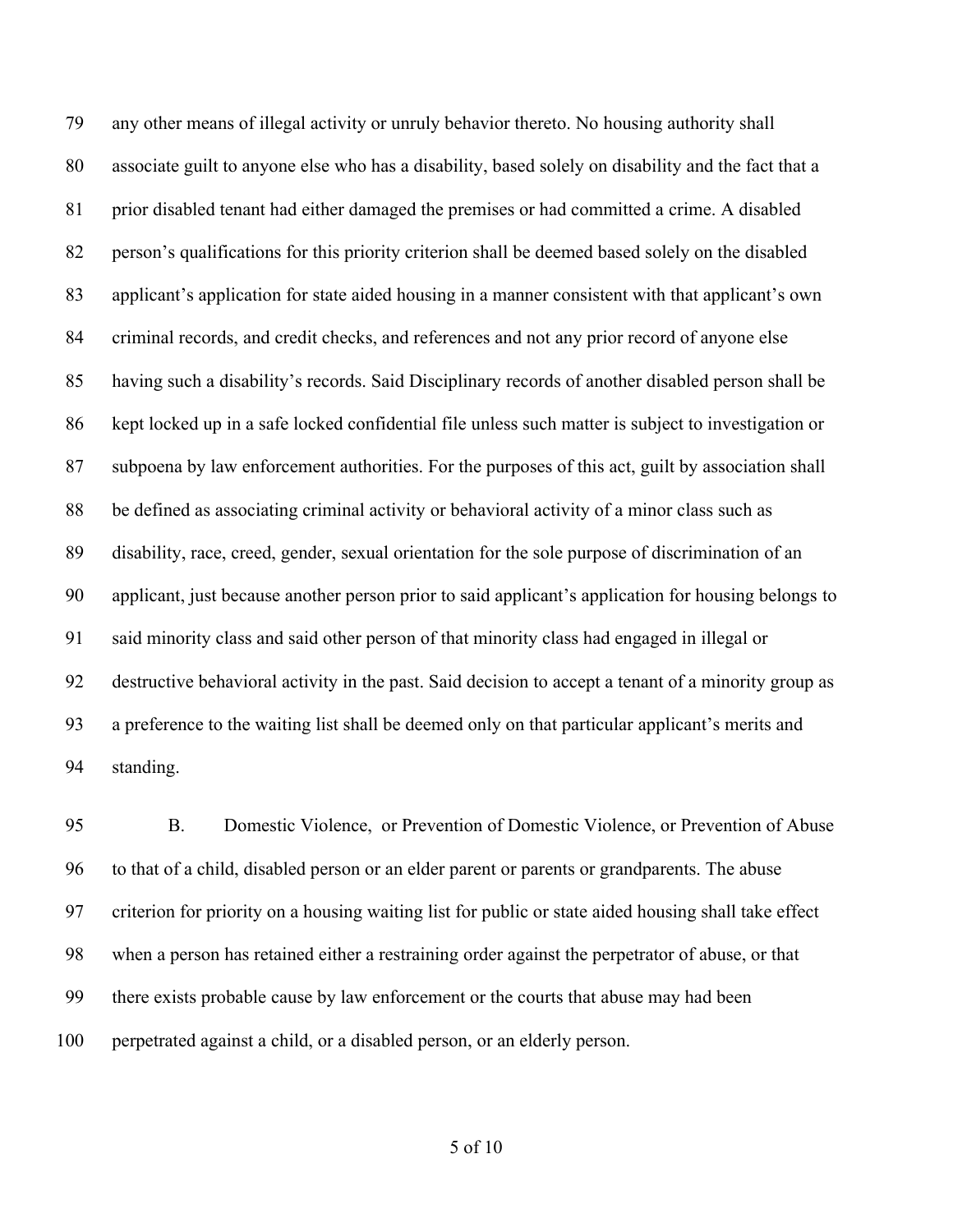any other means of illegal activity or unruly behavior thereto. No housing authority shall associate guilt to anyone else who has a disability, based solely on disability and the fact that a prior disabled tenant had either damaged the premises or had committed a crime. A disabled person's qualifications for this priority criterion shall be deemed based solely on the disabled applicant's application for state aided housing in a manner consistent with that applicant's own criminal records, and credit checks, and references and not any prior record of anyone else having such a disability's records. Said Disciplinary records of another disabled person shall be kept locked up in a safe locked confidential file unless such matter is subject to investigation or subpoena by law enforcement authorities. For the purposes of this act, guilt by association shall be defined as associating criminal activity or behavioral activity of a minor class such as disability, race, creed, gender, sexual orientation for the sole purpose of discrimination of an applicant, just because another person prior to said applicant's application for housing belongs to said minority class and said other person of that minority class had engaged in illegal or destructive behavioral activity in the past. Said decision to accept a tenant of a minority group as a preference to the waiting list shall be deemed only on that particular applicant's merits and standing.

B. Domestic Violence, or Prevention of Domestic Violence, or Prevention of Abuse to that of a child, disabled person or an elder parent or parents or grandparents. The abuse criterion for priority on a housing waiting list for public or state aided housing shall take effect when a person has retained either a restraining order against the perpetrator of abuse, or that there exists probable cause by law enforcement or the courts that abuse may had been perpetrated against a child, or a disabled person, or an elderly person.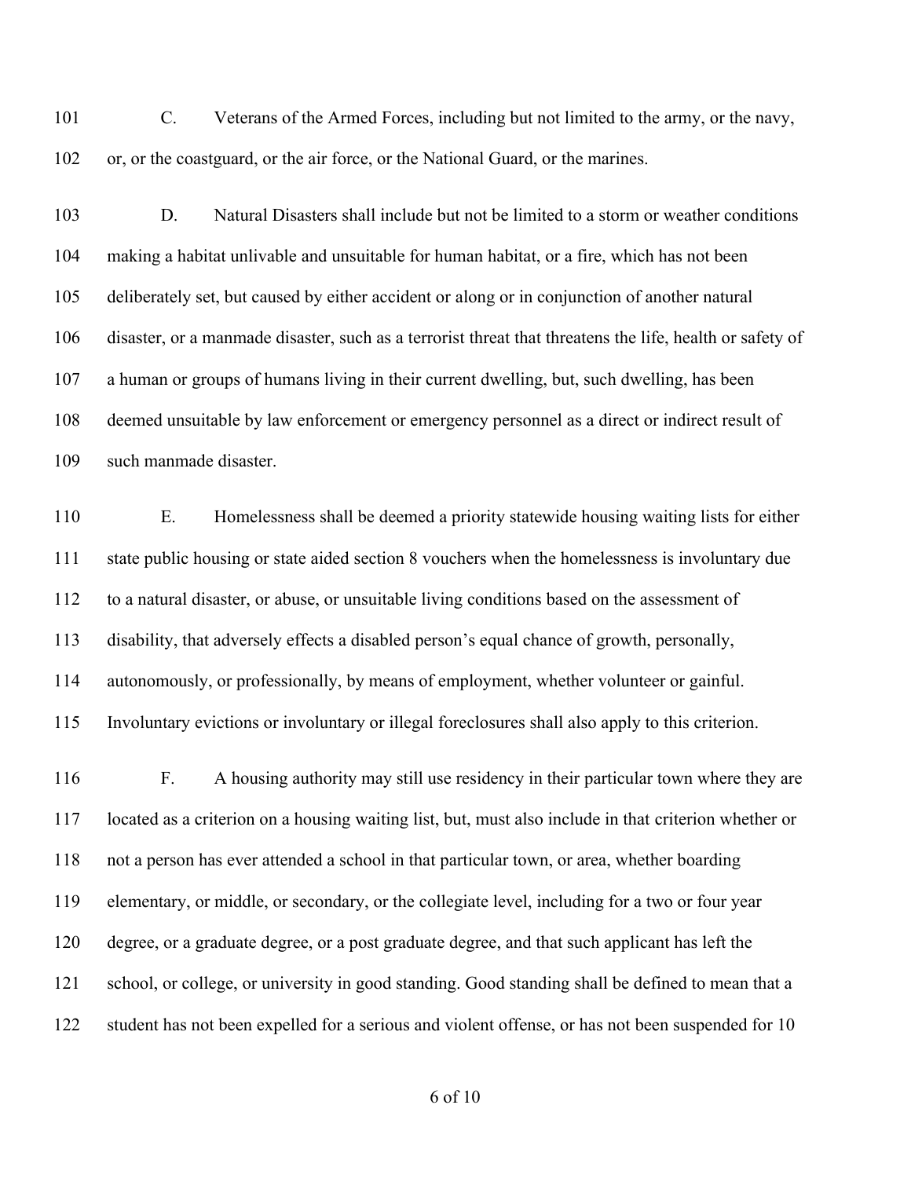C. Veterans of the Armed Forces, including but not limited to the army, or the navy, or, or the coastguard, or the air force, or the National Guard, or the marines.

D. Natural Disasters shall include but not be limited to a storm or weather conditions making a habitat unlivable and unsuitable for human habitat, or a fire, which has not been deliberately set, but caused by either accident or along or in conjunction of another natural disaster, or a manmade disaster, such as a terrorist threat that threatens the life, health or safety of a human or groups of humans living in their current dwelling, but, such dwelling, has been deemed unsuitable by law enforcement or emergency personnel as a direct or indirect result of such manmade disaster.

E. Homelessness shall be deemed a priority statewide housing waiting lists for either state public housing or state aided section 8 vouchers when the homelessness is involuntary due to a natural disaster, or abuse, or unsuitable living conditions based on the assessment of disability, that adversely effects a disabled person's equal chance of growth, personally, autonomously, or professionally, by means of employment, whether volunteer or gainful. Involuntary evictions or involuntary or illegal foreclosures shall also apply to this criterion.

F. A housing authority may still use residency in their particular town where they are located as a criterion on a housing waiting list, but, must also include in that criterion whether or not a person has ever attended a school in that particular town, or area, whether boarding elementary, or middle, or secondary, or the collegiate level, including for a two or four year degree, or a graduate degree, or a post graduate degree, and that such applicant has left the school, or college, or university in good standing. Good standing shall be defined to mean that a student has not been expelled for a serious and violent offense, or has not been suspended for 10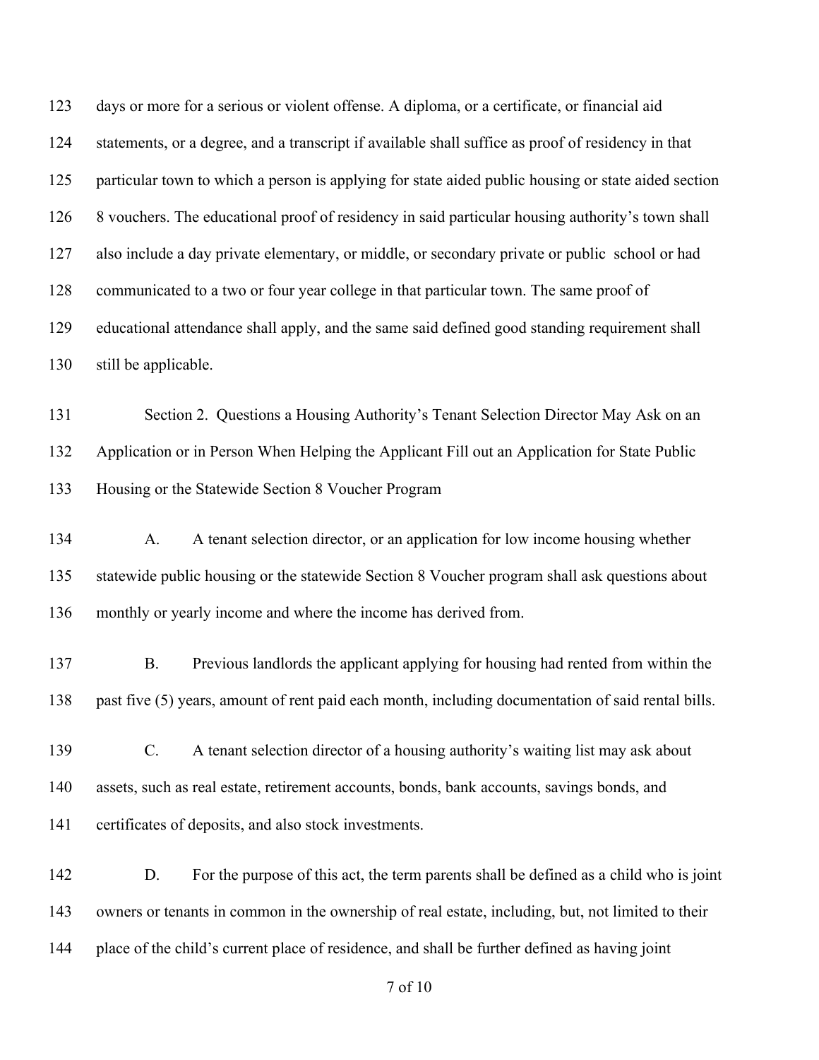days or more for a serious or violent offense. A diploma, or a certificate, or financial aid statements, or a degree, and a transcript if available shall suffice as proof of residency in that particular town to which a person is applying for state aided public housing or state aided section 8 vouchers. The educational proof of residency in said particular housing authority's town shall also include a day private elementary, or middle, or secondary private or public school or had communicated to a two or four year college in that particular town. The same proof of educational attendance shall apply, and the same said defined good standing requirement shall still be applicable.

Section 2. Questions a Housing Authority's Tenant Selection Director May Ask on an Application or in Person When Helping the Applicant Fill out an Application for State Public Housing or the Statewide Section 8 Voucher Program

A. A tenant selection director, or an application for low income housing whether statewide public housing or the statewide Section 8 Voucher program shall ask questions about monthly or yearly income and where the income has derived from.

B. Previous landlords the applicant applying for housing had rented from within the past five (5) years, amount of rent paid each month, including documentation of said rental bills.

C. A tenant selection director of a housing authority's waiting list may ask about assets, such as real estate, retirement accounts, bonds, bank accounts, savings bonds, and certificates of deposits, and also stock investments.

D. For the purpose of this act, the term parents shall be defined as a child who is joint owners or tenants in common in the ownership of real estate, including, but, not limited to their place of the child's current place of residence, and shall be further defined as having joint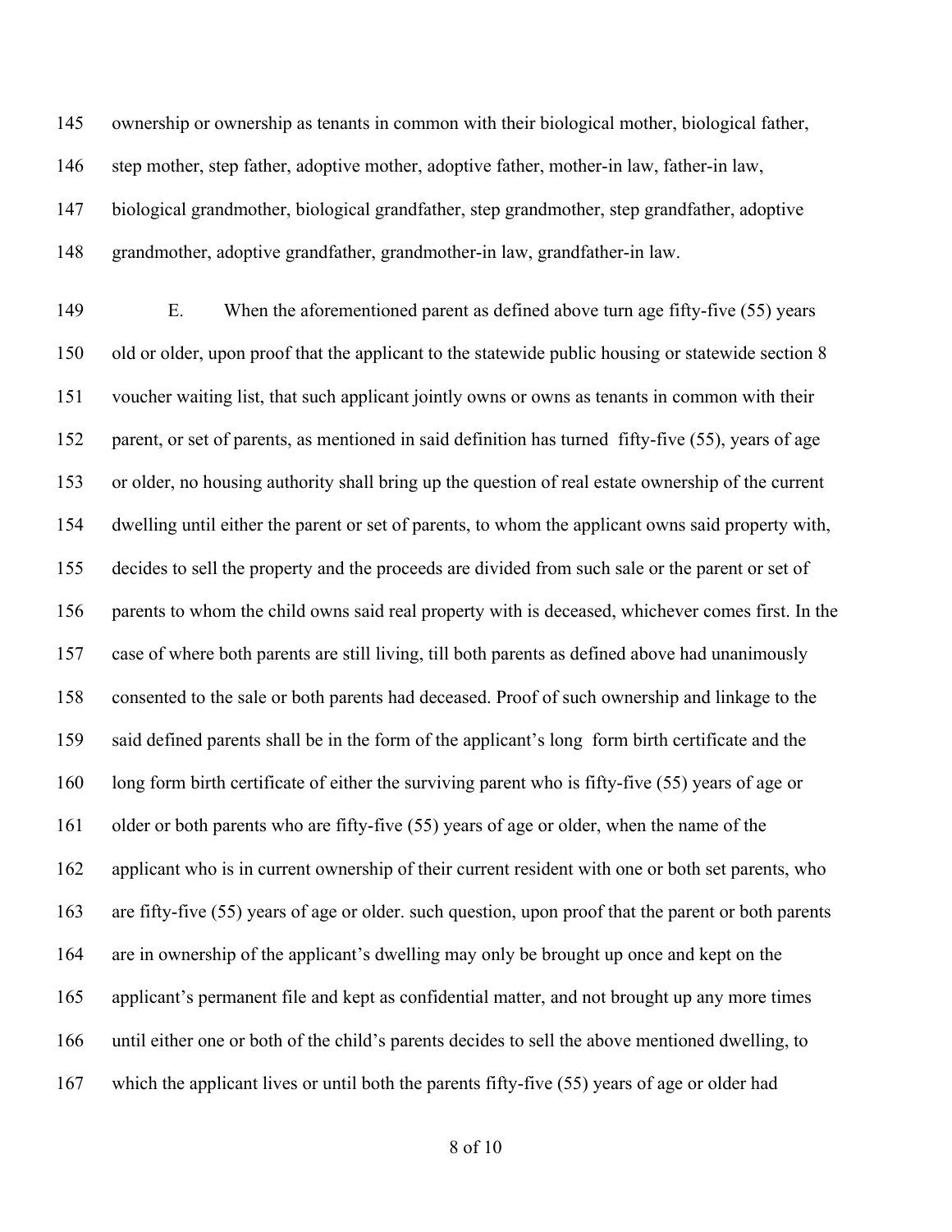145 ownership or ownership as tenants in common with their biological mother, biological father,
146 step mother, step father, adoptive mother, adoptive father, mother-in law, father-in law,
147 biological grandmother, biological grandfather, step grandmother, step grandfather, adoptive
148 grandmother, adoptive grandfather, grandmother-in law, grandfather-in law.

149 E. When the aforementioned parent as defined above turn age fifty-five (55) years
150 old or older, upon proof that the applicant to the statewide public housing or statewide section 8
151 voucher waiting list, that such applicant jointly owns or owns as tenants in common with their
152 parent, or set of parents, as mentioned in said definition has turned fifty-five (55), years of age
153 or older, no housing authority shall bring up the question of real estate ownership of the current
154 dwelling until either the parent or set of parents, to whom the applicant owns said property with,
155 decides to sell the property and the proceeds are divided from such sale or the parent or set of
156 parents to whom the child owns said real property with is deceased, whichever comes first. In the
157 case of where both parents are still living, till both parents as defined above had unanimously
158 consented to the sale or both parents had deceased. Proof of such ownership and linkage to the
159 said defined parents shall be in the form of the applicant's long form birth certificate and the
160 long form birth certificate of either the surviving parent who is fifty-five (55) years of age or
161 older or both parents who are fifty-five (55) years of age or older, when the name of the
162 applicant who is in current ownership of their current resident with one or both set parents, who
163 are fifty-five (55) years of age or older. such question, upon proof that the parent or both parents
164 are in ownership of the applicant's dwelling may only be brought up once and kept on the
165 applicant's permanent file and kept as confidential matter, and not brought up any more times
166 until either one or both of the child's parents decides to sell the above mentioned dwelling, to
167 which the applicant lives or until both the parents fifty-five (55) years of age or older had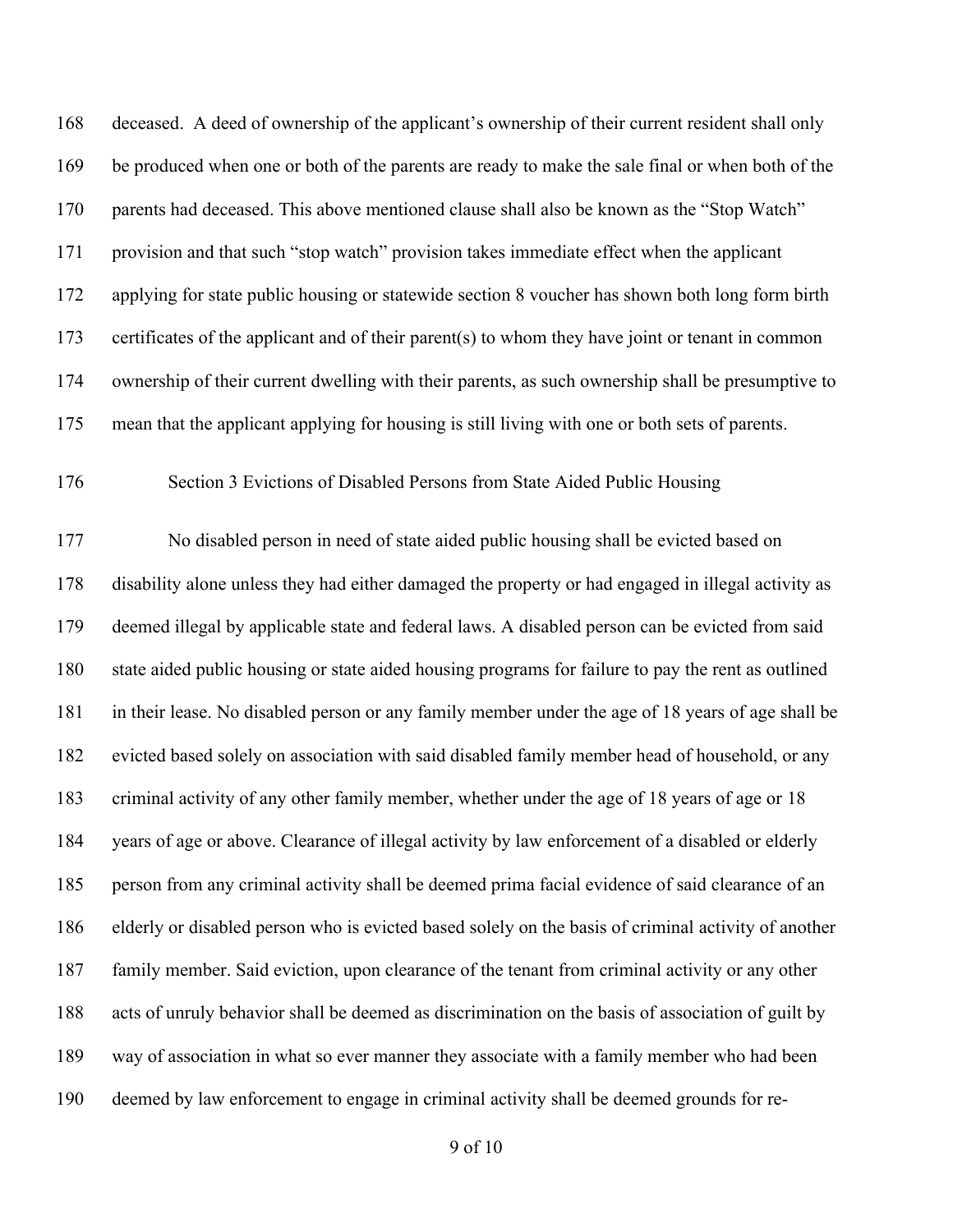deceased. A deed of ownership of the applicant's ownership of their current resident shall only be produced when one or both of the parents are ready to make the sale final or when both of the parents had deceased. This above mentioned clause shall also be known as the "Stop Watch" provision and that such "stop watch" provision takes immediate effect when the applicant applying for state public housing or statewide section 8 voucher has shown both long form birth certificates of the applicant and of their parent(s) to whom they have joint or tenant in common ownership of their current dwelling with their parents, as such ownership shall be presumptive to mean that the applicant applying for housing is still living with one or both sets of parents.

Section 3 Evictions of Disabled Persons from State Aided Public Housing

No disabled person in need of state aided public housing shall be evicted based on disability alone unless they had either damaged the property or had engaged in illegal activity as deemed illegal by applicable state and federal laws. A disabled person can be evicted from said state aided public housing or state aided housing programs for failure to pay the rent as outlined in their lease. No disabled person or any family member under the age of 18 years of age shall be evicted based solely on association with said disabled family member head of household, or any criminal activity of any other family member, whether under the age of 18 years of age or 18 years of age or above. Clearance of illegal activity by law enforcement of a disabled or elderly person from any criminal activity shall be deemed prima facial evidence of said clearance of an elderly or disabled person who is evicted based solely on the basis of criminal activity of another family member. Said eviction, upon clearance of the tenant from criminal activity or any other acts of unruly behavior shall be deemed as discrimination on the basis of association of guilt by way of association in what so ever manner they associate with a family member who had been deemed by law enforcement to engage in criminal activity shall be deemed grounds for re-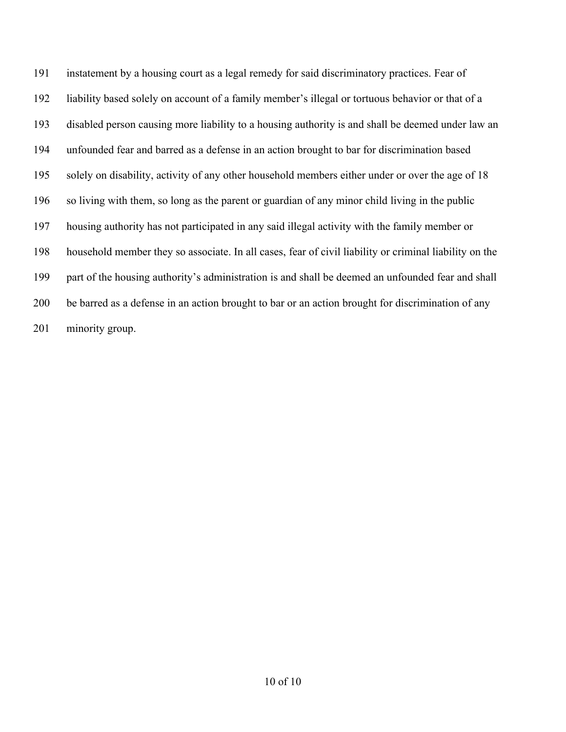191 instatement by a housing court as a legal remedy for said discriminatory practices. Fear of

192 liability based solely on account of a family member's illegal or tortuous behavior or that of a

193 disabled person causing more liability to a housing authority is and shall be deemed under law an

194 unfounded fear and barred as a defense in an action brought to bar for discrimination based

195 solely on disability, activity of any other household members either under or over the age of 18

196 so living with them, so long as the parent or guardian of any minor child living in the public

197 housing authority has not participated in any said illegal activity with the family member or

198 household member they so associate. In all cases, fear of civil liability or criminal liability on the

199 part of the housing authority's administration is and shall be deemed an unfounded fear and shall

200 be barred as a defense in an action brought to bar or an action brought for discrimination of any

201 minority group.